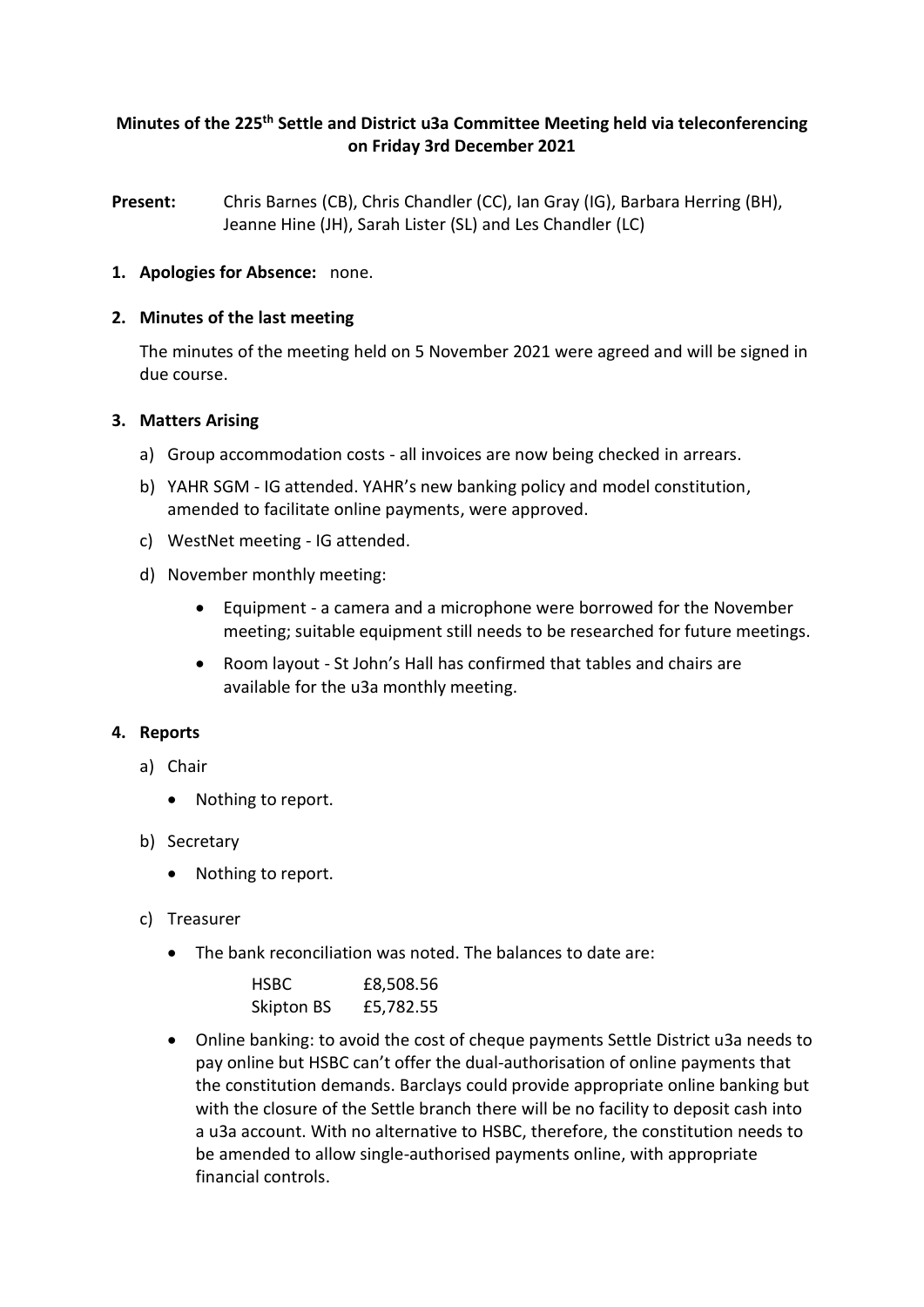**Minutes of the 225th Settle and District u3a Committee Meeting held via teleconferencing on Friday 3rd December 2021**

**Present:** Chris Barnes (CB), Chris Chandler (CC), Ian Gray (IG), Barbara Herring (BH), Jeanne Hine (JH), Sarah Lister (SL) and Les Chandler (LC)

1. **Apologies for Absence:** none.

2. **Minutes of the last meeting**

   The minutes of the meeting held on 5 November 2021 were agreed and will be signed in due course.

3. **Matters Arising**

   a) Group accommodation costs - all invoices are now being checked in arrears.

   b) YAHR SGM - IG attended. YAHR's new banking policy and model constitution, amended to facilitate online payments, were approved.

   c) WestNet meeting - IG attended.

   d) November monthly meeting:

      - Equipment - a camera and a microphone were borrowed for the November meeting; suitable equipment still needs to be researched for future meetings.
      - Room layout - St John's Hall has confirmed that tables and chairs are available for the u3a monthly meeting.

4. **Reports**

   a) Chair

      - Nothing to report.

   b) Secretary

      - Nothing to report.

   c) Treasurer

      - The bank reconciliation was noted. The balances to date are:

        | | |
        |---|---|
        | HSBC | £8,508.56 |
        | Skipton BS | £5,782.55 |

      - Online banking: to avoid the cost of cheque payments Settle District u3a needs to pay online but HSBC can't offer the dual-authorisation of online payments that the constitution demands. Barclays could provide appropriate online banking but with the closure of the Settle branch there will be no facility to deposit cash into a u3a account. With no alternative to HSBC, therefore, the constitution needs to be amended to allow single-authorised payments online, with appropriate financial controls.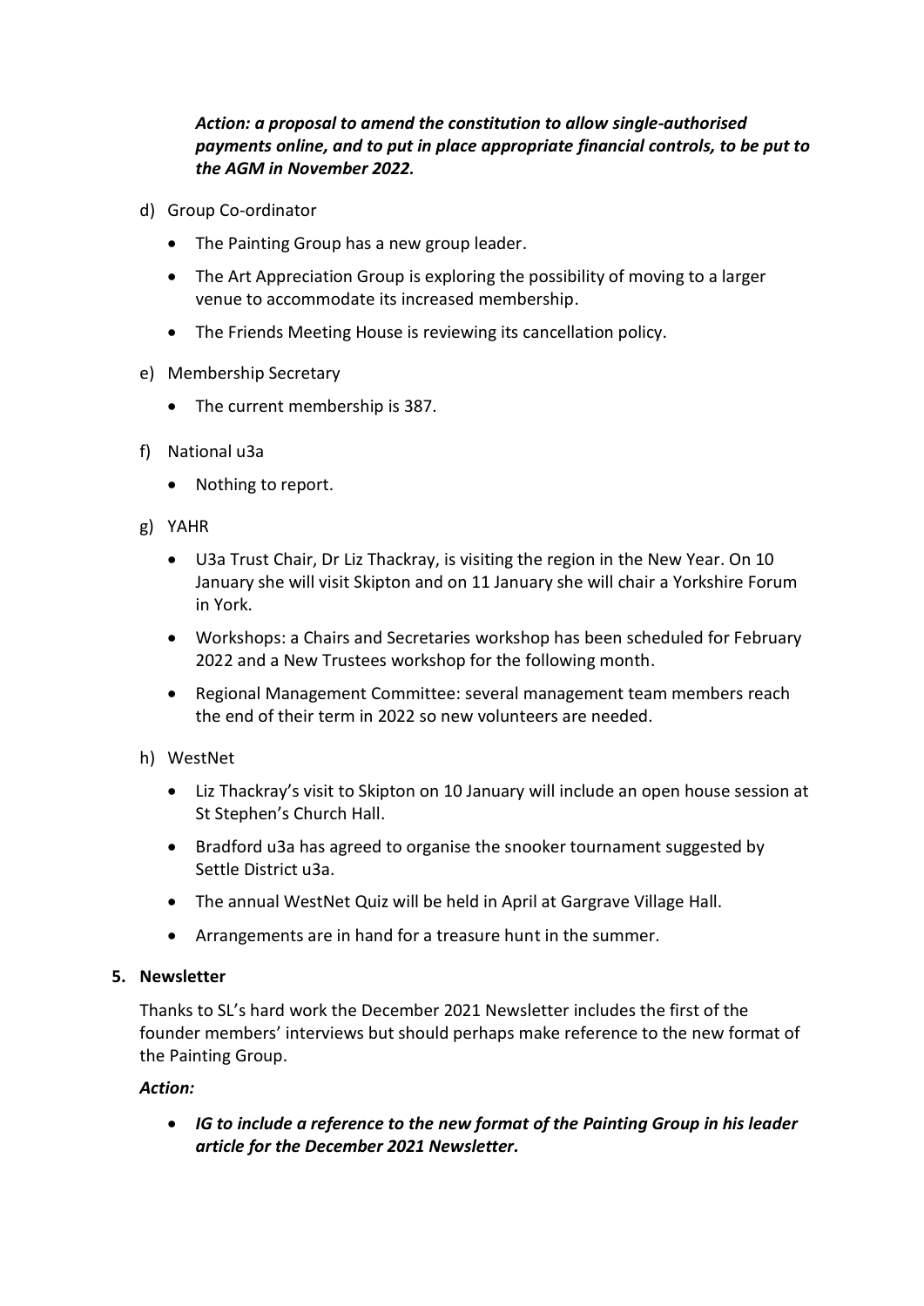***Action: a proposal to amend the constitution to allow single-authorised payments online, and to put in place appropriate financial controls, to be put to the AGM in November 2022.***

d) Group Co-ordinator

- The Painting Group has a new group leader.
- The Art Appreciation Group is exploring the possibility of moving to a larger venue to accommodate its increased membership.
- The Friends Meeting House is reviewing its cancellation policy.

e) Membership Secretary

- The current membership is 387.

f) National u3a

- Nothing to report.

g) YAHR

- U3a Trust Chair, Dr Liz Thackray, is visiting the region in the New Year. On 10 January she will visit Skipton and on 11 January she will chair a Yorkshire Forum in York.
- Workshops: a Chairs and Secretaries workshop has been scheduled for February 2022 and a New Trustees workshop for the following month.
- Regional Management Committee: several management team members reach the end of their term in 2022 so new volunteers are needed.

h) WestNet

- Liz Thackray's visit to Skipton on 10 January will include an open house session at St Stephen's Church Hall.
- Bradford u3a has agreed to organise the snooker tournament suggested by Settle District u3a.
- The annual WestNet Quiz will be held in April at Gargrave Village Hall.
- Arrangements are in hand for a treasure hunt in the summer.

**5. Newsletter**

Thanks to SL's hard work the December 2021 Newsletter includes the first of the founder members' interviews but should perhaps make reference to the new format of the Painting Group.

***Action:***

- ***IG to include a reference to the new format of the Painting Group in his leader article for the December 2021 Newsletter.***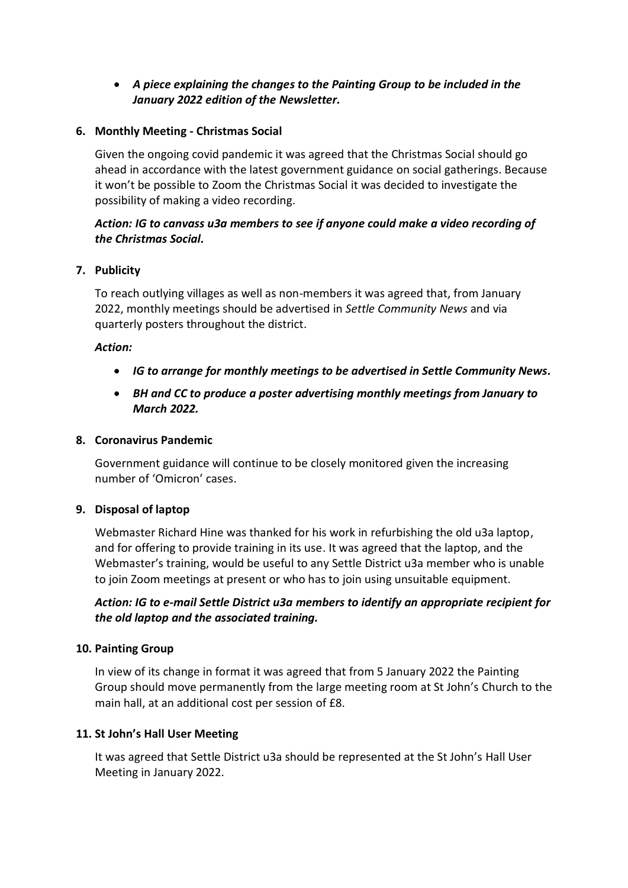- ***A piece explaining the changes to the Painting Group to be included in the January 2022 edition of the Newsletter.***

**6. Monthly Meeting - Christmas Social**

Given the ongoing covid pandemic it was agreed that the Christmas Social should go ahead in accordance with the latest government guidance on social gatherings. Because it won't be possible to Zoom the Christmas Social it was decided to investigate the possibility of making a video recording.

***Action: IG to canvass u3a members to see if anyone could make a video recording of the Christmas Social.***

**7. Publicity**

To reach outlying villages as well as non-members it was agreed that, from January 2022, monthly meetings should be advertised in *Settle Community News* and via quarterly posters throughout the district.

***Action:***

- ***IG to arrange for monthly meetings to be advertised in Settle Community News.***
- ***BH and CC to produce a poster advertising monthly meetings from January to March 2022.***

**8. Coronavirus Pandemic**

Government guidance will continue to be closely monitored given the increasing number of 'Omicron' cases.

**9. Disposal of laptop**

Webmaster Richard Hine was thanked for his work in refurbishing the old u3a laptop, and for offering to provide training in its use. It was agreed that the laptop, and the Webmaster's training, would be useful to any Settle District u3a member who is unable to join Zoom meetings at present or who has to join using unsuitable equipment.

***Action: IG to e-mail Settle District u3a members to identify an appropriate recipient for the old laptop and the associated training.***

**10. Painting Group**

In view of its change in format it was agreed that from 5 January 2022 the Painting Group should move permanently from the large meeting room at St John's Church to the main hall, at an additional cost per session of £8.

**11. St John's Hall User Meeting**

It was agreed that Settle District u3a should be represented at the St John's Hall User Meeting in January 2022.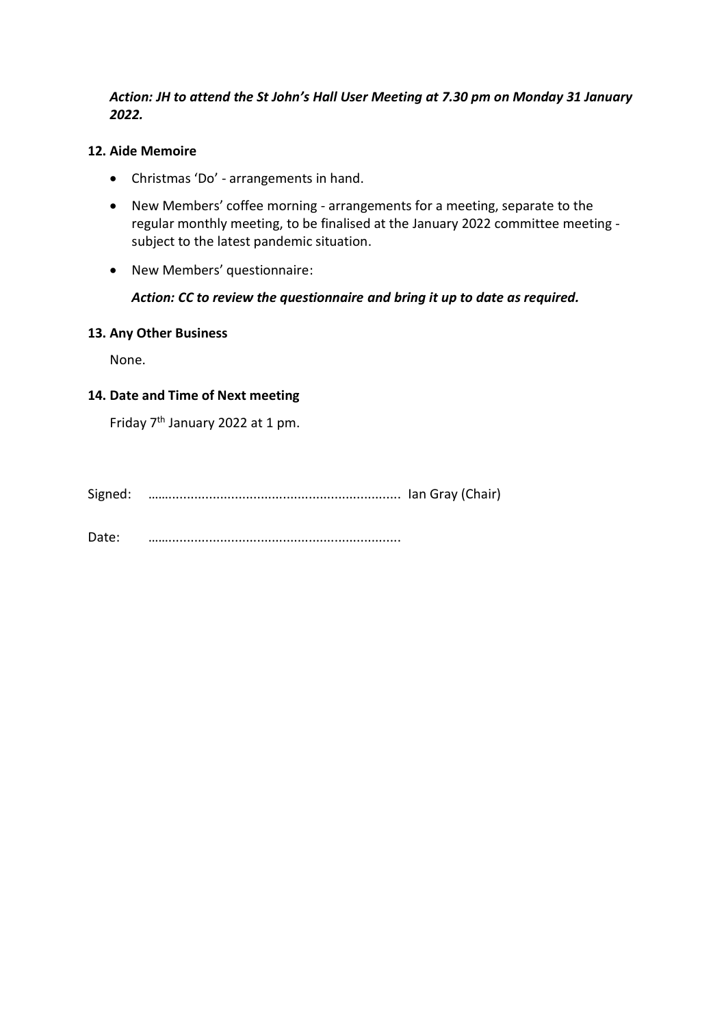***Action: JH to attend the St John's Hall User Meeting at 7.30 pm on Monday 31 January 2022.***

**12. Aide Memoire**

- Christmas 'Do' - arrangements in hand.
- New Members' coffee morning - arrangements for a meeting, separate to the regular monthly meeting, to be finalised at the January 2022 committee meeting - subject to the latest pandemic situation.
- New Members' questionnaire:

  ***Action: CC to review the questionnaire and bring it up to date as required.***

**13. Any Other Business**

None.

**14. Date and Time of Next meeting**

Friday 7th January 2022 at 1 pm.

Signed: ………………………………………………………… Ian Gray (Chair)

Date: …………………………………………………………